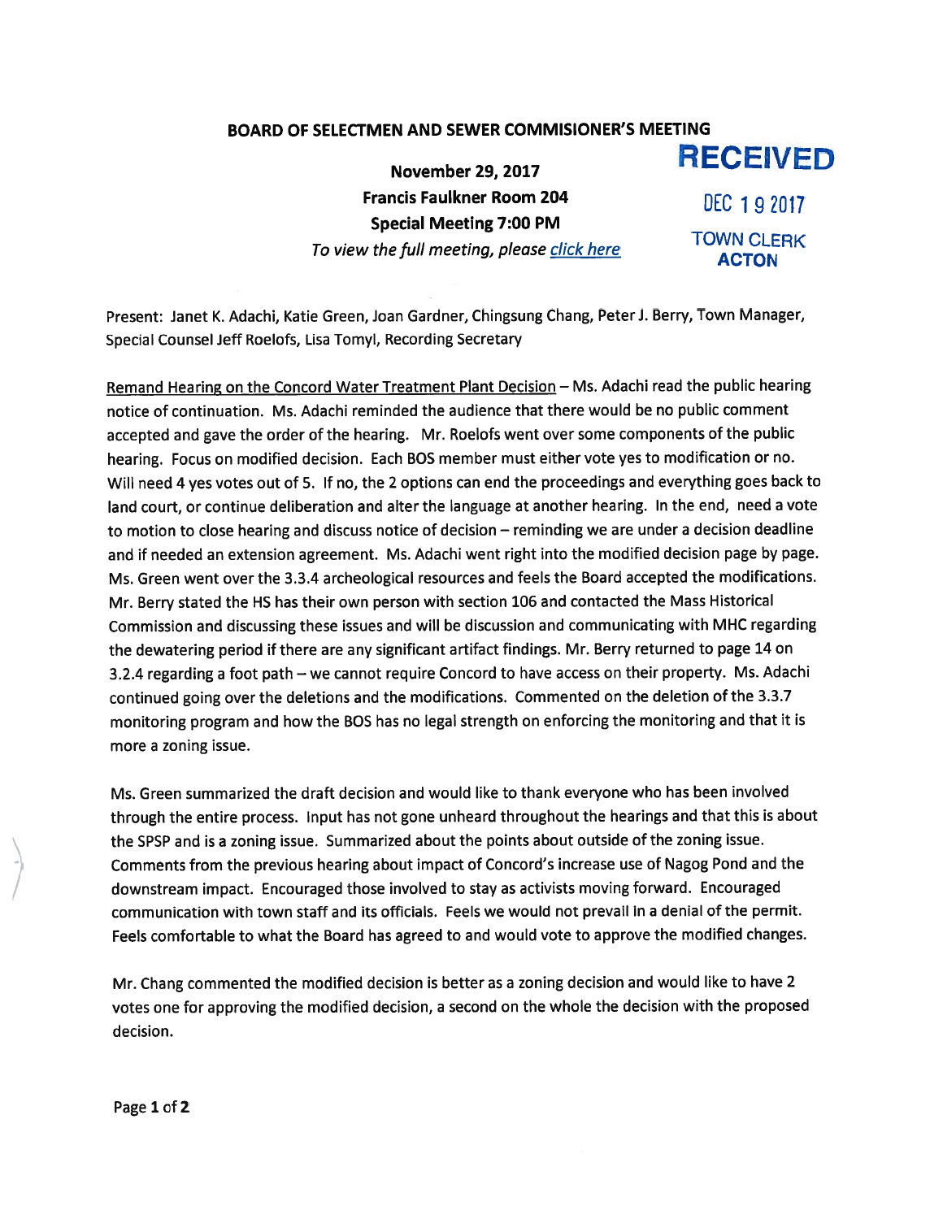# BOARD OF SELECTMEN AND SEWER COMMISIONER'S MEETING

**November 29, 2017**
**Francis Faulkner Room 204**
**Special Meeting 7:00 PM**
*To view the full meeting, please click here*

RECEIVED
DEC 19 2017
TOWN CLERK
ACTON

Present: Janet K. Adachi, Katie Green, Joan Gardner, Chingsung Chang, Peter J. Berry, Town Manager, Special Counsel Jeff Roelofs, Lisa Tomyl, Recording Secretary

Remand Hearing on the Concord Water Treatment Plant Decision – Ms. Adachi read the public hearing notice of continuation. Ms. Adachi reminded the audience that there would be no public comment accepted and gave the order of the hearing. Mr. Roelofs went over some components of the public hearing. Focus on modified decision. Each BOS member must either vote yes to modification or no. Will need 4 yes votes out of 5. If no, the 2 options can end the proceedings and everything goes back to land court, or continue deliberation and alter the language at another hearing. In the end, need a vote to motion to close hearing and discuss notice of decision – reminding we are under a decision deadline and if needed an extension agreement. Ms. Adachi went right into the modified decision page by page. Ms. Green went over the 3.3.4 archeological resources and feels the Board accepted the modifications. Mr. Berry stated the HS has their own person with section 106 and contacted the Mass Historical Commission and discussing these issues and will be discussion and communicating with MHC regarding the dewatering period if there are any significant artifact findings. Mr. Berry returned to page 14 on 3.2.4 regarding a foot path – we cannot require Concord to have access on their property. Ms. Adachi continued going over the deletions and the modifications. Commented on the deletion of the 3.3.7 monitoring program and how the BOS has no legal strength on enforcing the monitoring and that it is more a zoning issue.

Ms. Green summarized the draft decision and would like to thank everyone who has been involved through the entire process. Input has not gone unheard throughout the hearings and that this is about the SPSP and is a zoning issue. Summarized about the points about outside of the zoning issue. Comments from the previous hearing about impact of Concord's increase use of Nagog Pond and the downstream impact. Encouraged those involved to stay as activists moving forward. Encouraged communication with town staff and its officials. Feels we would not prevail in a denial of the permit. Feels comfortable to what the Board has agreed to and would vote to approve the modified changes.

Mr. Chang commented the modified decision is better as a zoning decision and would like to have 2 votes one for approving the modified decision, a second on the whole the decision with the proposed decision.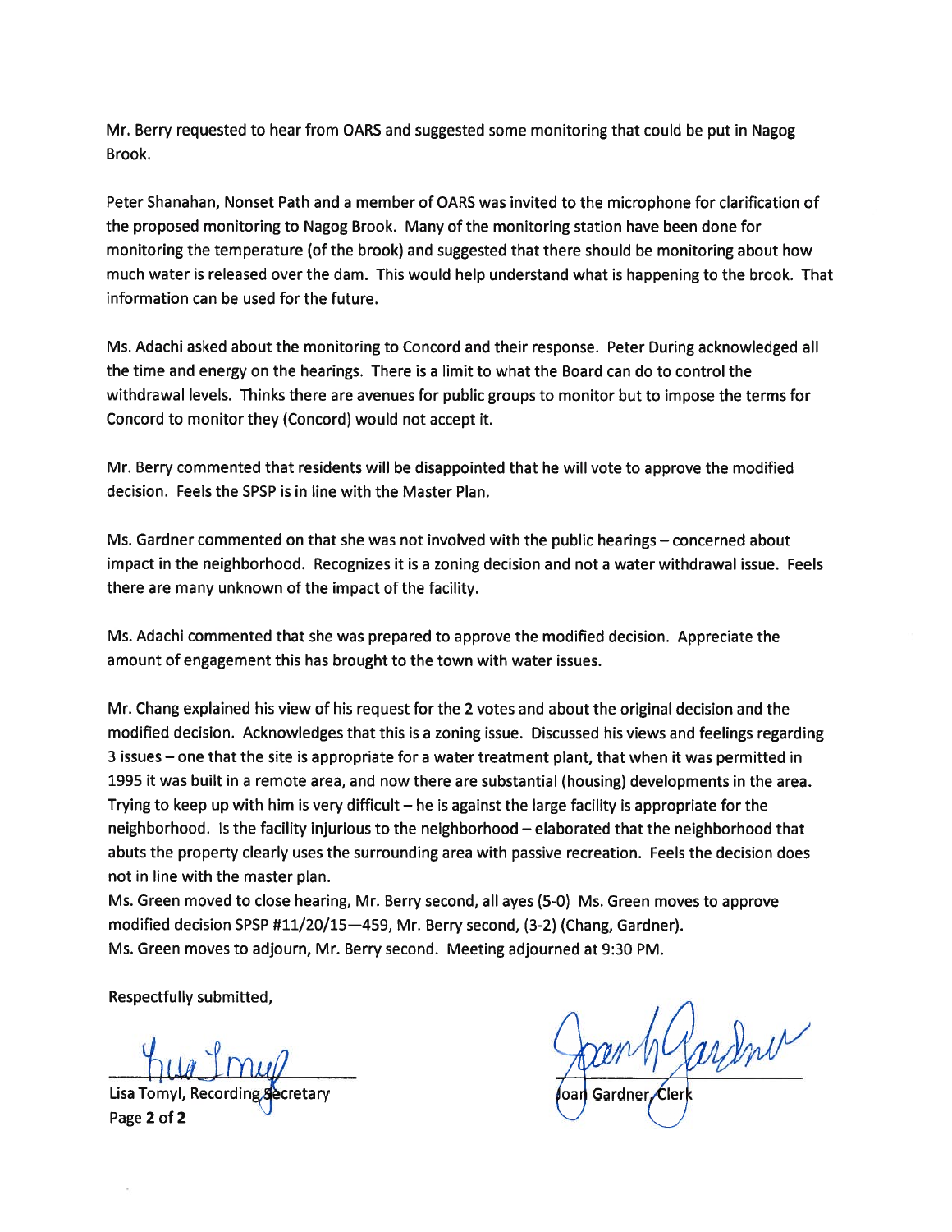Mr. Berry requested to hear from OARS and suggested some monitoring that could be put in Nagog Brook.

Peter Shanahan, Nonset Path and a member of OARS was invited to the microphone for clarification of the proposed monitoring to Nagog Brook. Many of the monitoring station have been done for monitoring the temperature (of the brook) and suggested that there should be monitoring about how much water is released over the dam. This would help understand what is happening to the brook. That information can be used for the future.

Ms. Adachi asked about the monitoring to Concord and their response. Peter During acknowledged all the time and energy on the hearings. There is a limit to what the Board can do to control the withdrawal levels. Thinks there are avenues for public groups to monitor but to impose the terms for Concord to monitor they (Concord) would not accept it.

Mr. Berry commented that residents will be disappointed that he will vote to approve the modified decision. Feels the SPSP is in line with the Master Plan.

Ms. Gardner commented on that she was not involved with the public hearings – concerned about impact in the neighborhood. Recognizes it is a zoning decision and not a water withdrawal issue. Feels there are many unknown of the impact of the facility.

Ms. Adachi commented that she was prepared to approve the modified decision. Appreciate the amount of engagement this has brought to the town with water issues.

Mr. Chang explained his view of his request for the 2 votes and about the original decision and the modified decision. Acknowledges that this is a zoning issue. Discussed his views and feelings regarding 3 issues – one that the site is appropriate for a water treatment plant, that when it was permitted in 1995 it was built in a remote area, and now there are substantial (housing) developments in the area. Trying to keep up with him is very difficult – he is against the large facility is appropriate for the neighborhood. Is the facility injurious to the neighborhood – elaborated that the neighborhood that abuts the property clearly uses the surrounding area with passive recreation. Feels the decision does not in line with the master plan.
Ms. Green moved to close hearing, Mr. Berry second, all ayes (5-0) Ms. Green moves to approve modified decision SPSP #11/20/15—459, Mr. Berry second, (3-2) (Chang, Gardner).
Ms. Green moves to adjourn, Mr. Berry second. Meeting adjourned at 9:30 PM.

Respectfully submitted,

Lisa Tomyl, Recording Secretary

Joan Gardner, Clerk